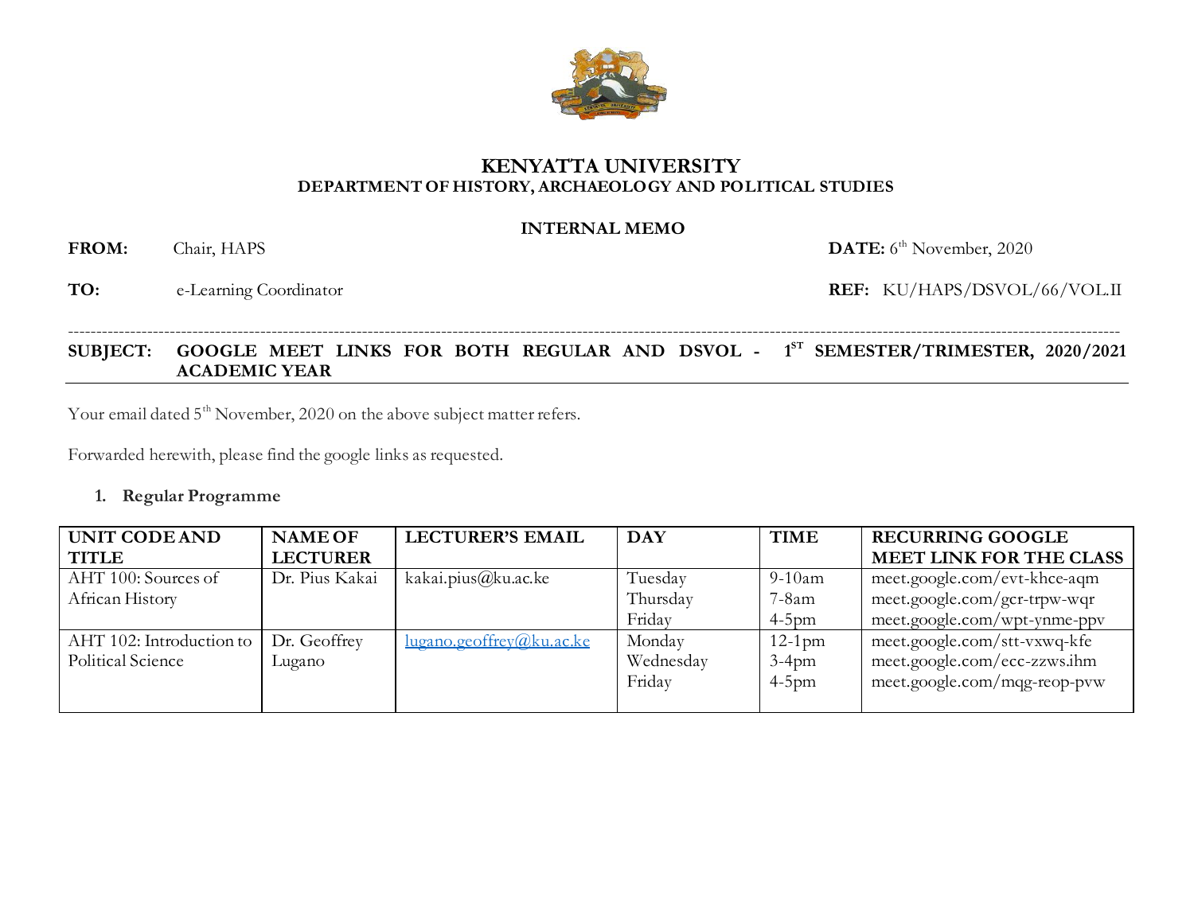# KENYATTA UNIVERSITY
## DEPARTMENT OF HISTORY, ARCHAEOLOGY AND POLITICAL STUDIES

**INTERNAL MEMO**

**FROM:** Chair, HAPS **DATE:** 6th November, 2020

**TO:** e-Learning Coordinator **REF:** KU/HAPS/DSVOL/66/VOL.II

---

**SUBJECT: GOOGLE MEET LINKS FOR BOTH REGULAR AND DSVOL - 1ST SEMESTER/TRIMESTER, 2020/2021 ACADEMIC YEAR**

---

Your email dated 5th November, 2020 on the above subject matter refers.

Forwarded herewith, please find the google links as requested.

1. **Regular Programme**

| UNIT CODE AND TITLE | NAME OF LECTURER | LECTURER'S EMAIL | DAY | TIME | RECURRING GOOGLE MEET LINK FOR THE CLASS |
|---|---|---|---|---|---|
| AHT 100: Sources of African History | Dr. Pius Kakai | kakai.pius@ku.ac.ke | Tuesday<br>Thursday<br>Friday | 9-10am<br>7-8am<br>4-5pm | meet.google.com/evt-khce-aqm<br>meet.google.com/gcr-trpw-wqr<br>meet.google.com/wpt-ynme-ppv |
| AHT 102: Introduction to Political Science | Dr. Geoffrey Lugano | lugano.geoffrey@ku.ac.ke | Monday<br>Wednesday<br>Friday | 12-1pm<br>3-4pm<br>4-5pm | meet.google.com/stt-vxwq-kfe<br>meet.google.com/ecc-zzws.ihm<br>meet.google.com/mqg-reop-pvw |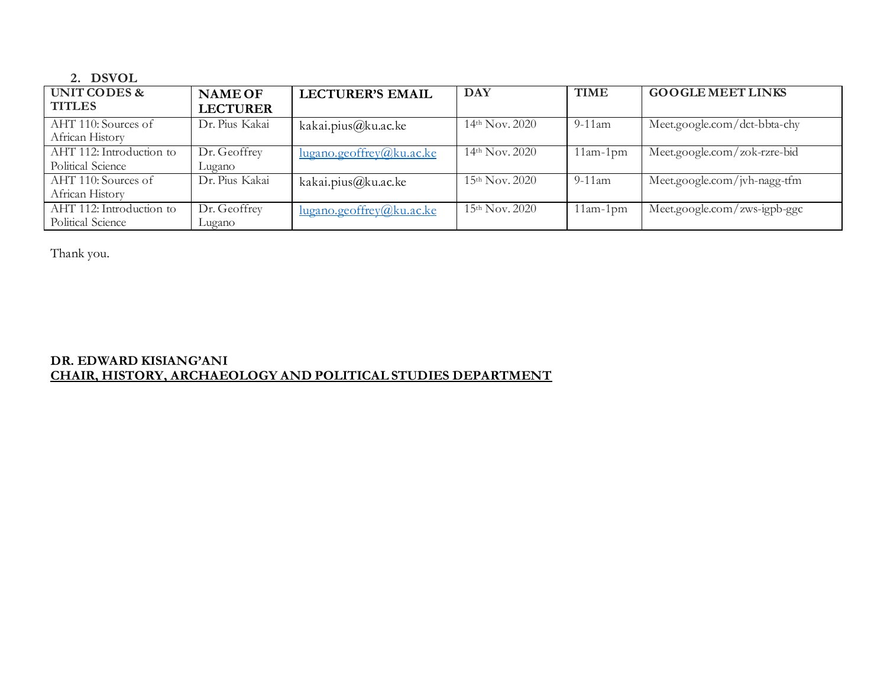2. **DSVOL**

| UNIT CODES & TITLES | NAME OF LECTURER | LECTURER'S EMAIL | DAY | TIME | GOOGLE MEET LINKS |
|---|---|---|---|---|---|
| AHT 110: Sources of African History | Dr. Pius Kakai | kakai.pius@ku.ac.ke | 14th Nov. 2020 | 9-11am | Meet.google.com/dct-bbta-chy |
| AHT 112: Introduction to Political Science | Dr. Geoffrey Lugano | lugano.geoffrey@ku.ac.ke | 14th Nov. 2020 | 11am-1pm | Meet.google.com/zok-rzre-bid |
| AHT 110: Sources of African History | Dr. Pius Kakai | kakai.pius@ku.ac.ke | 15th Nov. 2020 | 9-11am | Meet.google.com/jvh-nagg-tfm |
| AHT 112: Introduction to Political Science | Dr. Geoffrey Lugano | lugano.geoffrey@ku.ac.ke | 15th Nov. 2020 | 11am-1pm | Meet.google.com/zws-igpb-ggc |

Thank you.

**DR. EDWARD KISIANG'ANI**
**CHAIR, HISTORY, ARCHAEOLOGY AND POLITICAL STUDIES DEPARTMENT**